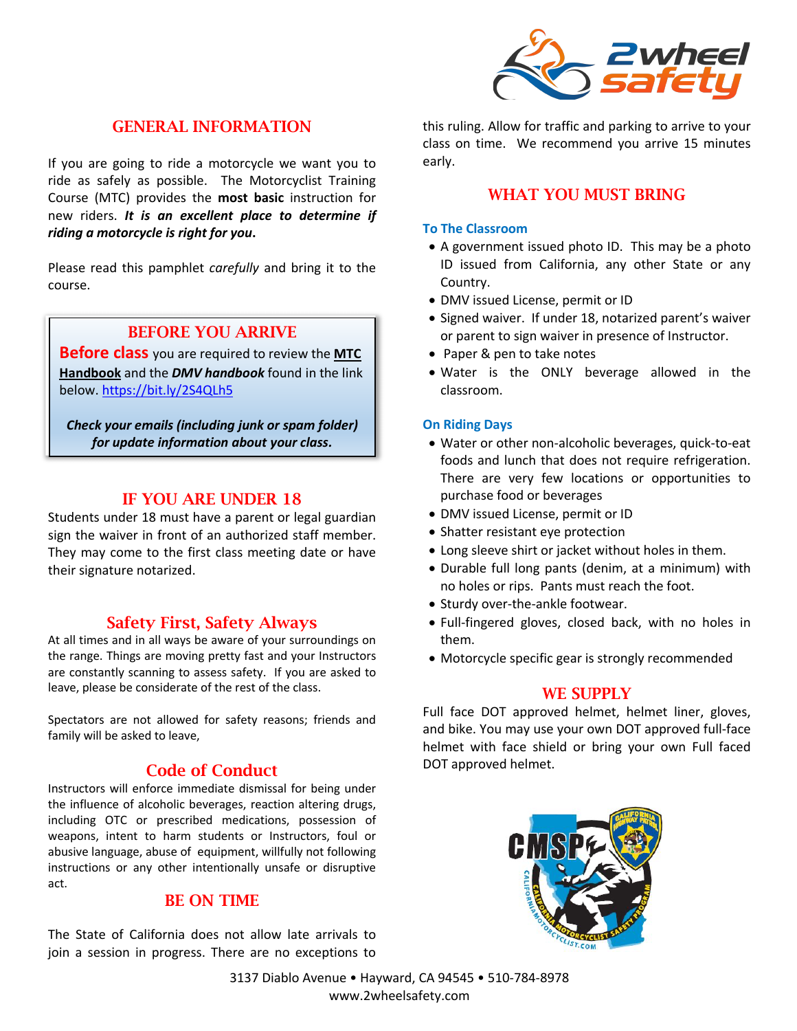## GENERAL INFORMATION

If you are going to ride a motorcycle we want you to ride as safely as possible. The Motorcyclist Training Course (MTC) provides the **most basic** instruction for new riders. ***It is an excellent place to determine if riding a motorcycle is right for you.***

Please read this pamphlet *carefully* and bring it to the course.

## BEFORE YOU ARRIVE

**Before class** you are required to review the **MTC Handbook** and the ***DMV handbook*** found in the link below. https://bit.ly/2S4QLh5

***Check your emails (including junk or spam folder) for update information about your class.***

## IF YOU ARE UNDER 18

Students under 18 must have a parent or legal guardian sign the waiver in front of an authorized staff member. They may come to the first class meeting date or have their signature notarized.

## Safety First, Safety Always

At all times and in all ways be aware of your surroundings on the range. Things are moving pretty fast and your Instructors are constantly scanning to assess safety. If you are asked to leave, please be considerate of the rest of the class.

Spectators are not allowed for safety reasons; friends and family will be asked to leave,

## Code of Conduct

Instructors will enforce immediate dismissal for being under the influence of alcoholic beverages, reaction altering drugs, including OTC or prescribed medications, possession of weapons, intent to harm students or Instructors, foul or abusive language, abuse of equipment, willfully not following instructions or any other intentionally unsafe or disruptive act.

## BE ON TIME

The State of California does not allow late arrivals to join a session in progress. There are no exceptions to this ruling. Allow for traffic and parking to arrive to your class on time. We recommend you arrive 15 minutes early.

## WHAT YOU MUST BRING

### To The Classroom

- A government issued photo ID. This may be a photo ID issued from California, any other State or any Country.
- DMV issued License, permit or ID
- Signed waiver. If under 18, notarized parent's waiver or parent to sign waiver in presence of Instructor.
- Paper & pen to take notes
- Water is the ONLY beverage allowed in the classroom.

### On Riding Days

- Water or other non-alcoholic beverages, quick-to-eat foods and lunch that does not require refrigeration. There are very few locations or opportunities to purchase food or beverages
- DMV issued License, permit or ID
- Shatter resistant eye protection
- Long sleeve shirt or jacket without holes in them.
- Durable full long pants (denim, at a minimum) with no holes or rips. Pants must reach the foot.
- Sturdy over-the-ankle footwear.
- Full-fingered gloves, closed back, with no holes in them.
- Motorcycle specific gear is strongly recommended

## WE SUPPLY

Full face DOT approved helmet, helmet liner, gloves, and bike. You may use your own DOT approved full-face helmet with face shield or bring your own Full faced DOT approved helmet.

3137 Diablo Avenue • Hayward, CA 94545 • 510-784-8978
www.2wheelsafety.com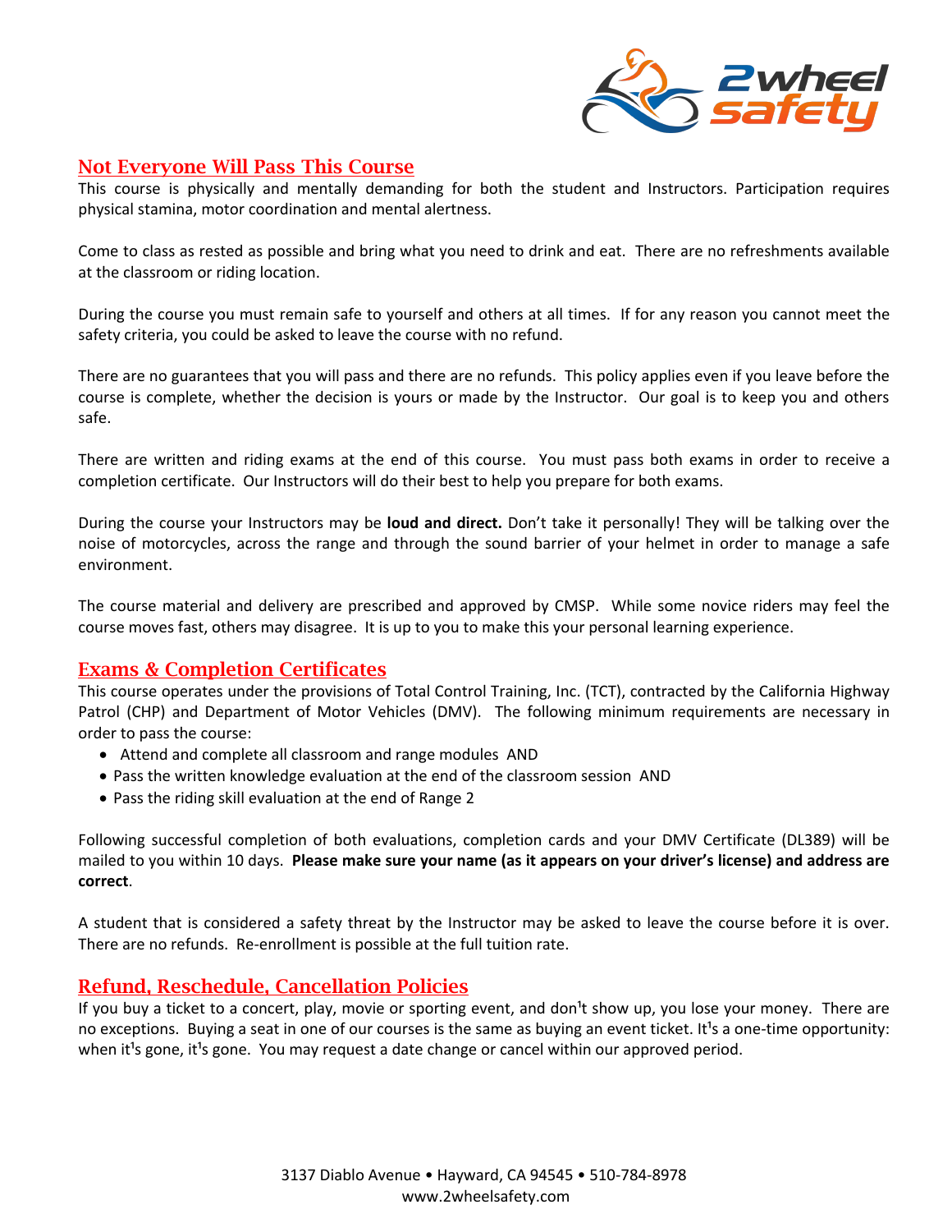## Not Everyone Will Pass This Course

This course is physically and mentally demanding for both the student and Instructors. Participation requires physical stamina, motor coordination and mental alertness.

Come to class as rested as possible and bring what you need to drink and eat. There are no refreshments available at the classroom or riding location.

During the course you must remain safe to yourself and others at all times. If for any reason you cannot meet the safety criteria, you could be asked to leave the course with no refund.

There are no guarantees that you will pass and there are no refunds. This policy applies even if you leave before the course is complete, whether the decision is yours or made by the Instructor. Our goal is to keep you and others safe.

There are written and riding exams at the end of this course. You must pass both exams in order to receive a completion certificate. Our Instructors will do their best to help you prepare for both exams.

During the course your Instructors may be **loud and direct.** Don't take it personally! They will be talking over the noise of motorcycles, across the range and through the sound barrier of your helmet in order to manage a safe environment.

The course material and delivery are prescribed and approved by CMSP. While some novice riders may feel the course moves fast, others may disagree. It is up to you to make this your personal learning experience.

## Exams & Completion Certificates

This course operates under the provisions of Total Control Training, Inc. (TCT), contracted by the California Highway Patrol (CHP) and Department of Motor Vehicles (DMV). The following minimum requirements are necessary in order to pass the course:

- Attend and complete all classroom and range modules AND
- Pass the written knowledge evaluation at the end of the classroom session AND
- Pass the riding skill evaluation at the end of Range 2

Following successful completion of both evaluations, completion cards and your DMV Certificate (DL389) will be mailed to you within 10 days. **Please make sure your name (as it appears on your driver's license) and address are correct**.

A student that is considered a safety threat by the Instructor may be asked to leave the course before it is over. There are no refunds. Re-enrollment is possible at the full tuition rate.

## Refund, Reschedule, Cancellation Policies

If you buy a ticket to a concert, play, movie or sporting event, and don't show up, you lose your money. There are no exceptions. Buying a seat in one of our courses is the same as buying an event ticket. It's a one-time opportunity: when it's gone, it's gone. You may request a date change or cancel within our approved period.

3137 Diablo Avenue • Hayward, CA 94545 • 510-784-8978
www.2wheelsafety.com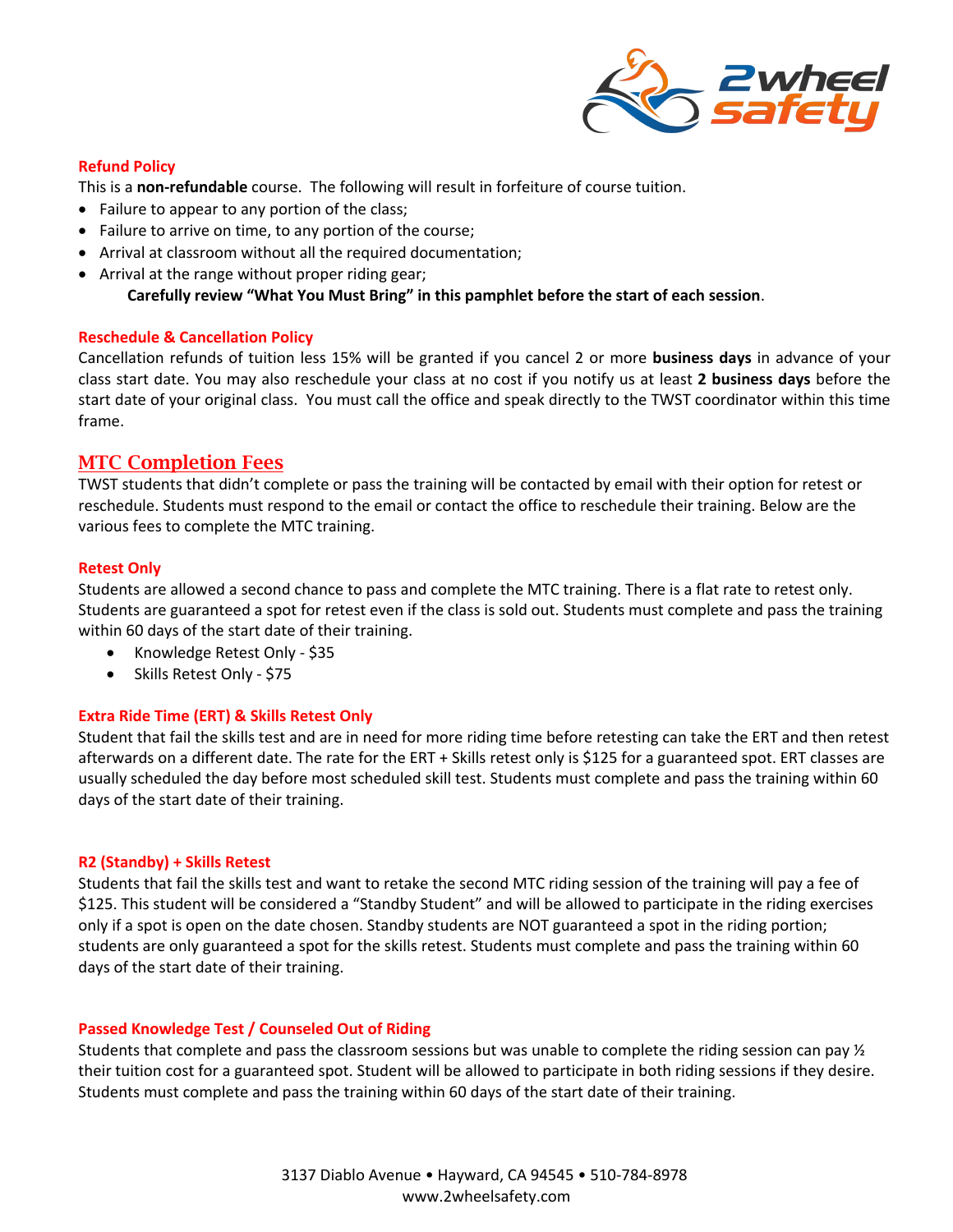### Refund Policy

This is a **non-refundable** course. The following will result in forfeiture of course tuition.

- Failure to appear to any portion of the class;
- Failure to arrive on time, to any portion of the course;
- Arrival at classroom without all the required documentation;
- Arrival at the range without proper riding gear;

**Carefully review "What You Must Bring" in this pamphlet before the start of each session**.

### Reschedule & Cancellation Policy

Cancellation refunds of tuition less 15% will be granted if you cancel 2 or more **business days** in advance of your class start date. You may also reschedule your class at no cost if you notify us at least **2 business days** before the start date of your original class. You must call the office and speak directly to the TWST coordinator within this time frame.

## MTC Completion Fees

TWST students that didn't complete or pass the training will be contacted by email with their option for retest or reschedule. Students must respond to the email or contact the office to reschedule their training. Below are the various fees to complete the MTC training.

### Retest Only

Students are allowed a second chance to pass and complete the MTC training. There is a flat rate to retest only. Students are guaranteed a spot for retest even if the class is sold out. Students must complete and pass the training within 60 days of the start date of their training.

- Knowledge Retest Only - $35
- Skills Retest Only - $75

### Extra Ride Time (ERT) & Skills Retest Only

Student that fail the skills test and are in need for more riding time before retesting can take the ERT and then retest afterwards on a different date. The rate for the ERT + Skills retest only is $125 for a guaranteed spot. ERT classes are usually scheduled the day before most scheduled skill test. Students must complete and pass the training within 60 days of the start date of their training.

### R2 (Standby) + Skills Retest

Students that fail the skills test and want to retake the second MTC riding session of the training will pay a fee of $125. This student will be considered a "Standby Student" and will be allowed to participate in the riding exercises only if a spot is open on the date chosen. Standby students are NOT guaranteed a spot in the riding portion; students are only guaranteed a spot for the skills retest. Students must complete and pass the training within 60 days of the start date of their training.

### Passed Knowledge Test / Counseled Out of Riding

Students that complete and pass the classroom sessions but was unable to complete the riding session can pay ½ their tuition cost for a guaranteed spot. Student will be allowed to participate in both riding sessions if they desire. Students must complete and pass the training within 60 days of the start date of their training.

3137 Diablo Avenue • Hayward, CA 94545 • 510-784-8978
www.2wheelsafety.com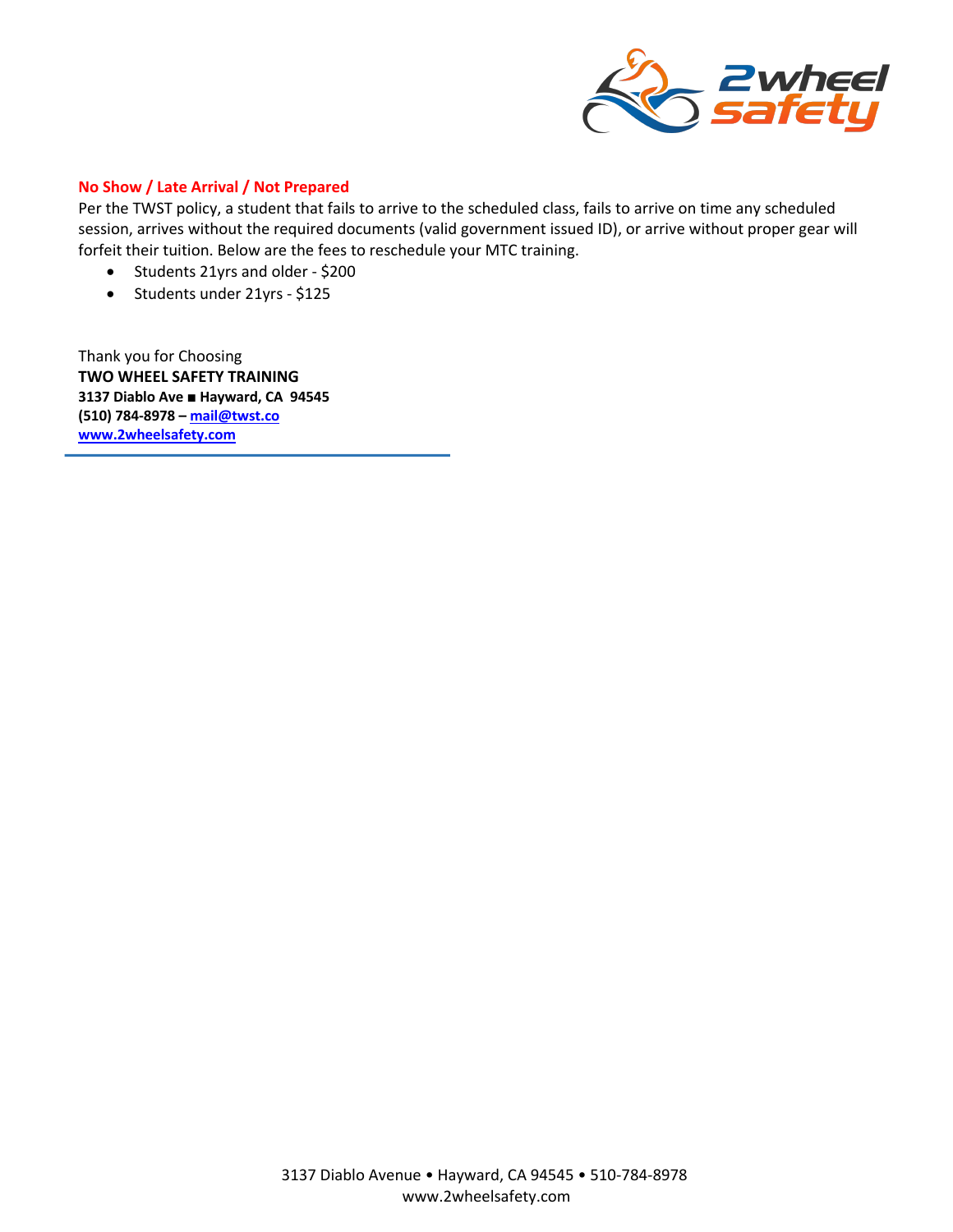**No Show / Late Arrival / Not Prepared**

Per the TWST policy, a student that fails to arrive to the scheduled class, fails to arrive on time any scheduled session, arrives without the required documents (valid government issued ID), or arrive without proper gear will forfeit their tuition. Below are the fees to reschedule your MTC training.

- Students 21yrs and older - $200
- Students under 21yrs - $125

Thank you for Choosing
**TWO WHEEL SAFETY TRAINING**
**3137 Diablo Ave ■ Hayward, CA 94545**
**(510) 784-8978 – mail@twst.co**
**www.2wheelsafety.com**